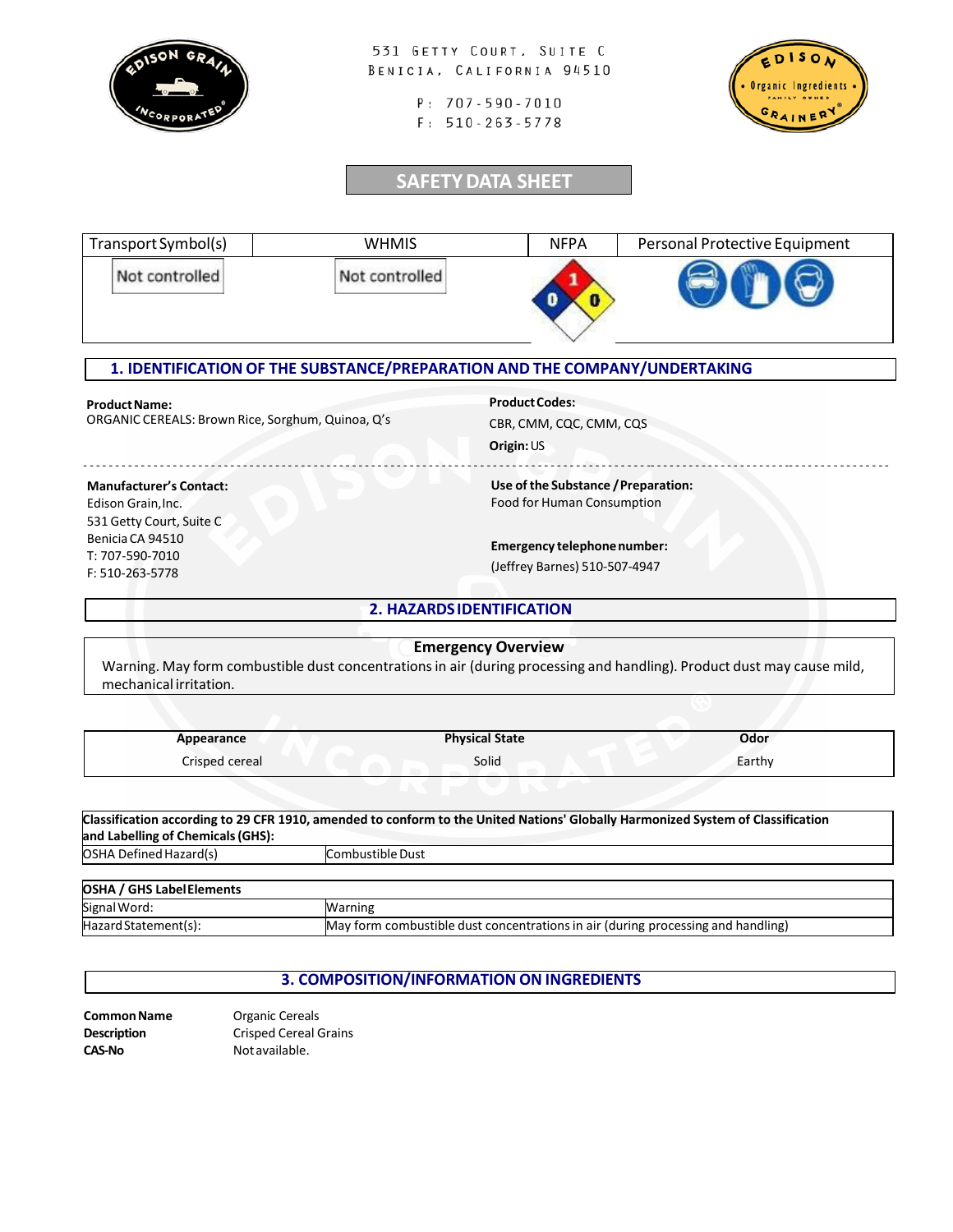531 Getty Court, Suite C
Benicia, California 94510

P: 707-590-7010
F: 510-263-5778

# SAFETY DATA SHEET

| Transport Symbol(s) | WHMIS | NFPA | Personal Protective Equipment |
|---|---|---|---|
| Not controlled | Not controlled | 1 / 0 / 0 | |

## 1. IDENTIFICATION OF THE SUBSTANCE/PREPARATION AND THE COMPANY/UNDERTAKING

**Product Name:**
ORGANIC CEREALS: Brown Rice, Sorghum, Quinoa, Q's

**Product Codes:**
CBR, CMM, CQC, CMM, CQS

**Origin:** US

**Manufacturer's Contact:**
Edison Grain, Inc.
531 Getty Court, Suite C
Benicia CA 94510
T: 707-590-7010
F: 510-263-5778

**Use of the Substance / Preparation:**
Food for Human Consumption

**Emergency telephone number:**
(Jeffrey Barnes) 510-507-4947

## 2. HAZARDS IDENTIFICATION

**Emergency Overview**

Warning. May form combustible dust concentrations in air (during processing and handling). Product dust may cause mild, mechanical irritation.

| Appearance | Physical State | Odor |
|---|---|---|
| Crisped cereal | Solid | Earthy |

| Classification according to 29 CFR 1910, amended to conform to the United Nations' Globally Harmonized System of Classification and Labelling of Chemicals (GHS): | |
|---|---|
| OSHA Defined Hazard(s) | Combustible Dust |

| OSHA / GHS Label Elements | |
|---|---|
| Signal Word: | Warning |
| Hazard Statement(s): | May form combustible dust concentrations in air (during processing and handling) |

## 3. COMPOSITION/INFORMATION ON INGREDIENTS

**Common Name** Organic Cereals
**Description** Crisped Cereal Grains
**CAS-No** Not available.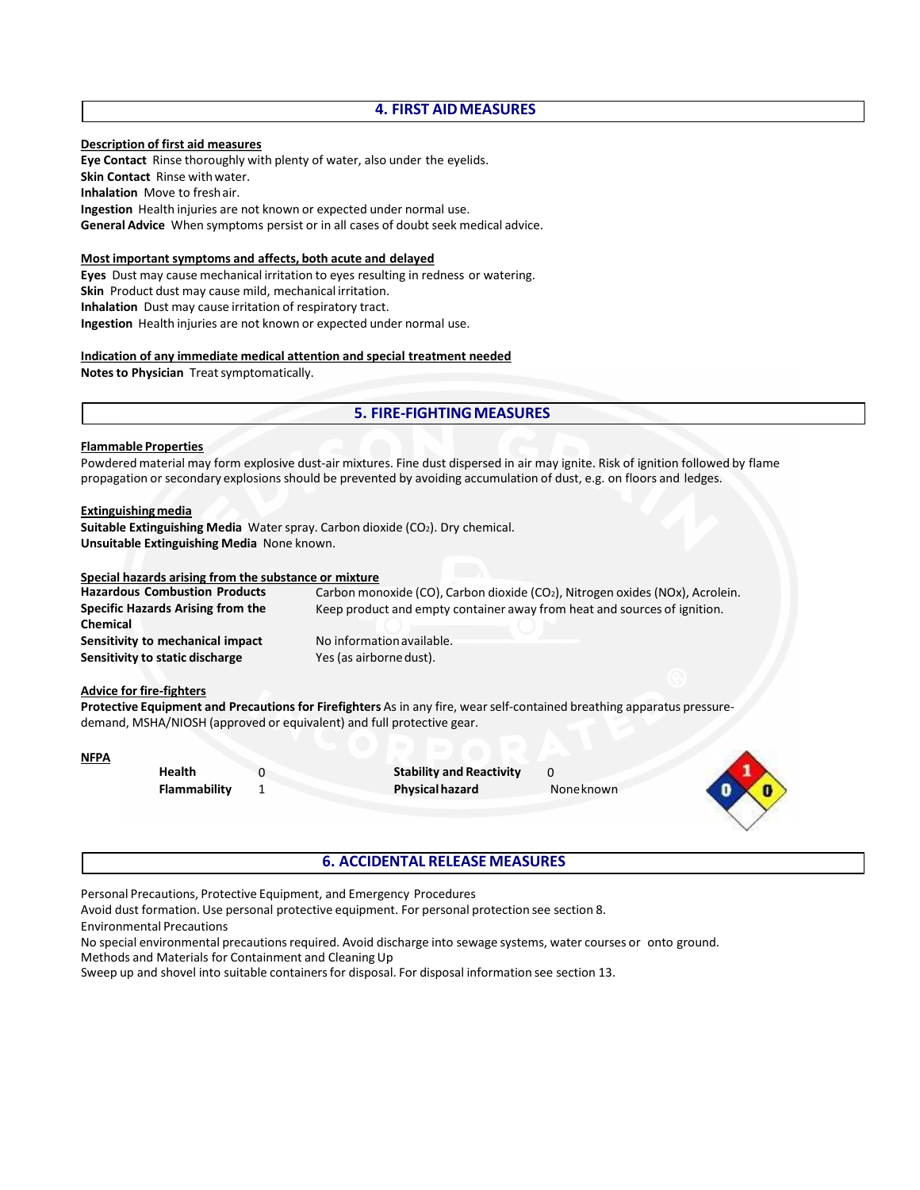## 4. FIRST AID MEASURES

**Description of first aid measures**

**Eye Contact** Rinse thoroughly with plenty of water, also under the eyelids.
**Skin Contact** Rinse with water.
**Inhalation** Move to fresh air.
**Ingestion** Health injuries are not known or expected under normal use.
**General Advice** When symptoms persist or in all cases of doubt seek medical advice.

**Most important symptoms and affects, both acute and delayed**

**Eyes** Dust may cause mechanical irritation to eyes resulting in redness or watering.
**Skin** Product dust may cause mild, mechanical irritation.
**Inhalation** Dust may cause irritation of respiratory tract.
**Ingestion** Health injuries are not known or expected under normal use.

**Indication of any immediate medical attention and special treatment needed**

**Notes to Physician** Treat symptomatically.

## 5. FIRE-FIGHTING MEASURES

**Flammable Properties**

Powdered material may form explosive dust-air mixtures. Fine dust dispersed in air may ignite. Risk of ignition followed by flame propagation or secondary explosions should be prevented by avoiding accumulation of dust, e.g. on floors and ledges.

**Extinguishing media**

**Suitable Extinguishing Media** Water spray. Carbon dioxide ($CO_2$). Dry chemical.
**Unsuitable Extinguishing Media** None known.

**Special hazards arising from the substance or mixture**

| | |
|---|---|
| **Hazardous Combustion Products** | Carbon monoxide (CO), Carbon dioxide ($CO_2$), Nitrogen oxides (NOx), Acrolein. |
| **Specific Hazards Arising from the Chemical** | Keep product and empty container away from heat and sources of ignition. |
| **Sensitivity to mechanical impact** | No information available. |
| **Sensitivity to static discharge** | Yes (as airborne dust). |

**Advice for fire-fighters**

**Protective Equipment and Precautions for Firefighters** As in any fire, wear self-contained breathing apparatus pressure-demand, MSHA/NIOSH (approved or equivalent) and full protective gear.

**NFPA**

| | | | |
|---|---|---|---|
| **Health** | 0 | **Stability and Reactivity** | 0 |
| **Flammability** | 1 | **Physical hazard** | None known |

## 6. ACCIDENTAL RELEASE MEASURES

Personal Precautions, Protective Equipment, and Emergency Procedures
Avoid dust formation. Use personal protective equipment. For personal protection see section 8.
Environmental Precautions
No special environmental precautions required. Avoid discharge into sewage systems, water courses or onto ground.
Methods and Materials for Containment and Cleaning Up
Sweep up and shovel into suitable containers for disposal. For disposal information see section 13.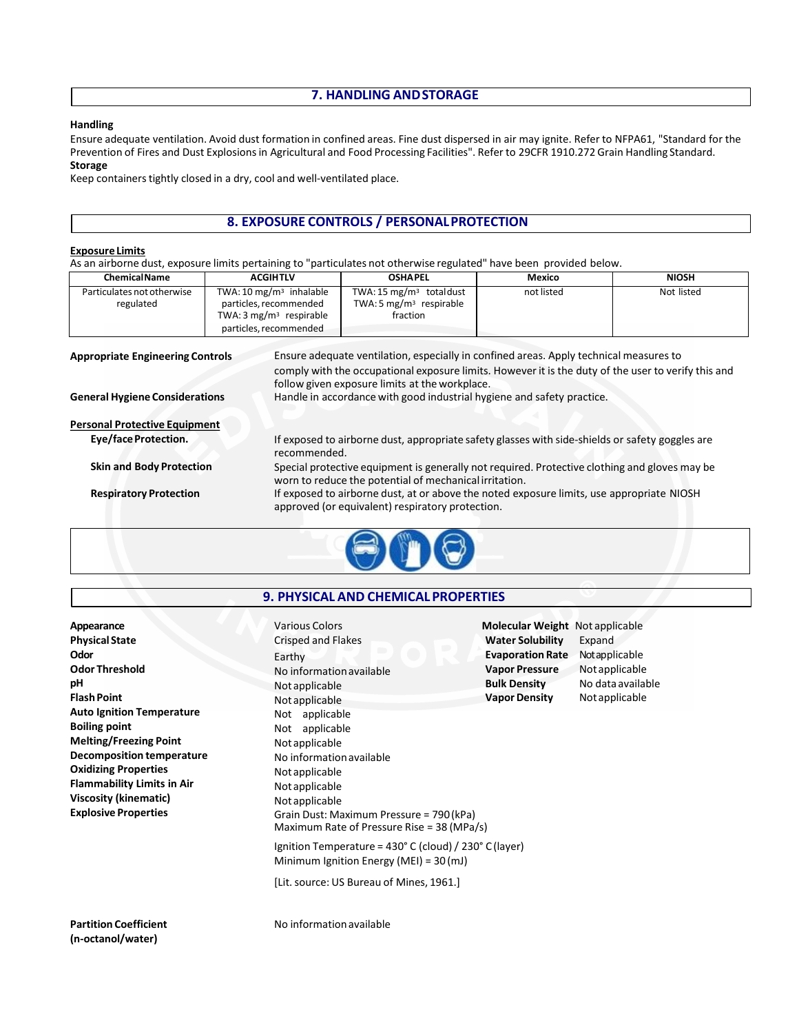## 7. HANDLING AND STORAGE

**Handling**

Ensure adequate ventilation. Avoid dust formation in confined areas. Fine dust dispersed in air may ignite. Refer to NFPA61, "Standard for the Prevention of Fires and Dust Explosions in Agricultural and Food Processing Facilities". Refer to 29CFR 1910.272 Grain Handling Standard.

**Storage**

Keep containers tightly closed in a dry, cool and well-ventilated place.

## 8. EXPOSURE CONTROLS / PERSONAL PROTECTION

**Exposure Limits**

As an airborne dust, exposure limits pertaining to "particulates not otherwise regulated" have been provided below.

| Chemical Name | ACGIH TLV | OSHA PEL | Mexico | NIOSH |
|---|---|---|---|---|
| Particulates not otherwise regulated | TWA: 10 mg/m³ inhalable particles, recommended<br>TWA: 3 mg/m³ respirable particles, recommended | TWA: 15 mg/m³ total dust<br>TWA: 5 mg/m³ respirable fraction | not listed | Not listed |

**Appropriate Engineering Controls** — Ensure adequate ventilation, especially in confined areas. Apply technical measures to comply with the occupational exposure limits. However it is the duty of the user to verify this and follow given exposure limits at the workplace.

**General Hygiene Considerations** — Handle in accordance with good industrial hygiene and safety practice.

**Personal Protective Equipment**

**Eye/face Protection.** — If exposed to airborne dust, appropriate safety glasses with side-shields or safety goggles are recommended.

**Skin and Body Protection** — Special protective equipment is generally not required. Protective clothing and gloves may be worn to reduce the potential of mechanical irritation.

**Respiratory Protection** — If exposed to airborne dust, at or above the noted exposure limits, use appropriate NIOSH approved (or equivalent) respiratory protection.

## 9. PHYSICAL AND CHEMICAL PROPERTIES

| Property | Value |
|---|---|
| **Appearance** | Various Colors |
| **Physical State** | Crisped and Flakes |
| **Odor** | Earthy |
| **Odor Threshold** | No information available |
| **pH** | Not applicable |
| **Flash Point** | Not applicable |
| **Auto Ignition Temperature** | Not applicable |
| **Boiling point** | Not applicable |
| **Melting/Freezing Point** | Not applicable |
| **Decomposition temperature** | No information available |
| **Oxidizing Properties** | Not applicable |
| **Flammability Limits in Air** | Not applicable |
| **Viscosity (kinematic)** | Not applicable |
| **Explosive Properties** | Grain Dust: Maximum Pressure = 790 (kPa)<br>Maximum Rate of Pressure Rise = 38 (MPa/s)<br>Ignition Temperature = 430° C (cloud) / 230° C (layer)<br>Minimum Ignition Energy (MEI) = 30 (mJ)<br>[Lit. source: US Bureau of Mines, 1961.] |
| **Partition Coefficient (n-octanol/water)** | No information available |
| **Molecular Weight** | Not applicable |
| **Water Solubility** | Expand |
| **Evaporation Rate** | Not applicable |
| **Vapor Pressure** | Not applicable |
| **Bulk Density** | No data available |
| **Vapor Density** | Not applicable |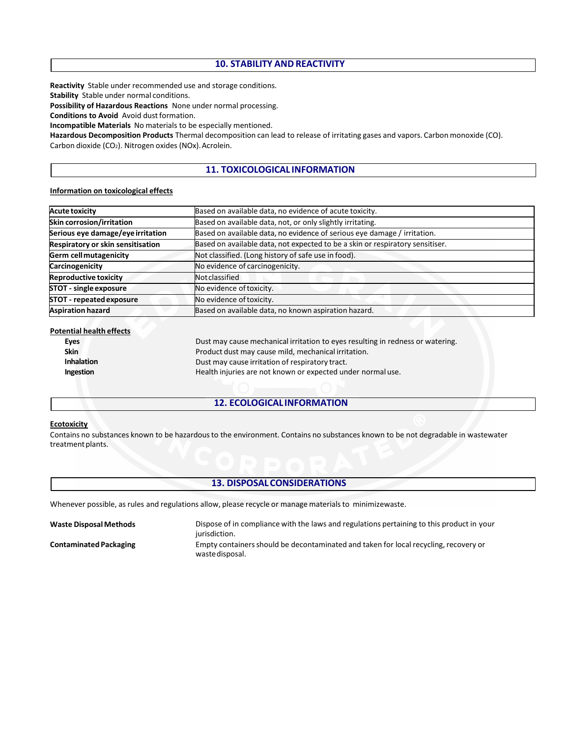## 10. STABILITY AND REACTIVITY

**Reactivity** Stable under recommended use and storage conditions.
**Stability** Stable under normal conditions.
**Possibility of Hazardous Reactions** None under normal processing.
**Conditions to Avoid** Avoid dust formation.
**Incompatible Materials** No materials to be especially mentioned.
**Hazardous Decomposition Products** Thermal decomposition can lead to release of irritating gases and vapors. Carbon monoxide (CO). Carbon dioxide ($CO_2$). Nitrogen oxides (NOx). Acrolein.

## 11. TOXICOLOGICAL INFORMATION

**Information on toxicological effects**

| | |
|---|---|
| **Acute toxicity** | Based on available data, no evidence of acute toxicity. |
| **Skin corrosion/irritation** | Based on available data, not, or only slightly irritating. |
| **Serious eye damage/eye irritation** | Based on available data, no evidence of serious eye damage / irritation. |
| **Respiratory or skin sensitisation** | Based on available data, not expected to be a skin or respiratory sensitiser. |
| **Germ cell mutagenicity** | Not classified. (Long history of safe use in food). |
| **Carcinogenicity** | No evidence of carcinogenicity. |
| **Reproductive toxicity** | Not classified |
| **STOT - single exposure** | No evidence of toxicity. |
| **STOT - repeated exposure** | No evidence of toxicity. |
| **Aspiration hazard** | Based on available data, no known aspiration hazard. |

**Potential health effects**

| | |
|---|---|
| **Eyes** | Dust may cause mechanical irritation to eyes resulting in redness or watering. |
| **Skin** | Product dust may cause mild, mechanical irritation. |
| **Inhalation** | Dust may cause irritation of respiratory tract. |
| **Ingestion** | Health injuries are not known or expected under normal use. |

## 12. ECOLOGICAL INFORMATION

**Ecotoxicity**

Contains no substances known to be hazardous to the environment. Contains no substances known to be not degradable in wastewater treatment plants.

## 13. DISPOSAL CONSIDERATIONS

Whenever possible, as rules and regulations allow, please recycle or manage materials to minimize waste.

| | |
|---|---|
| **Waste Disposal Methods** | Dispose of in compliance with the laws and regulations pertaining to this product in your jurisdiction. |
| **Contaminated Packaging** | Empty containers should be decontaminated and taken for local recycling, recovery or waste disposal. |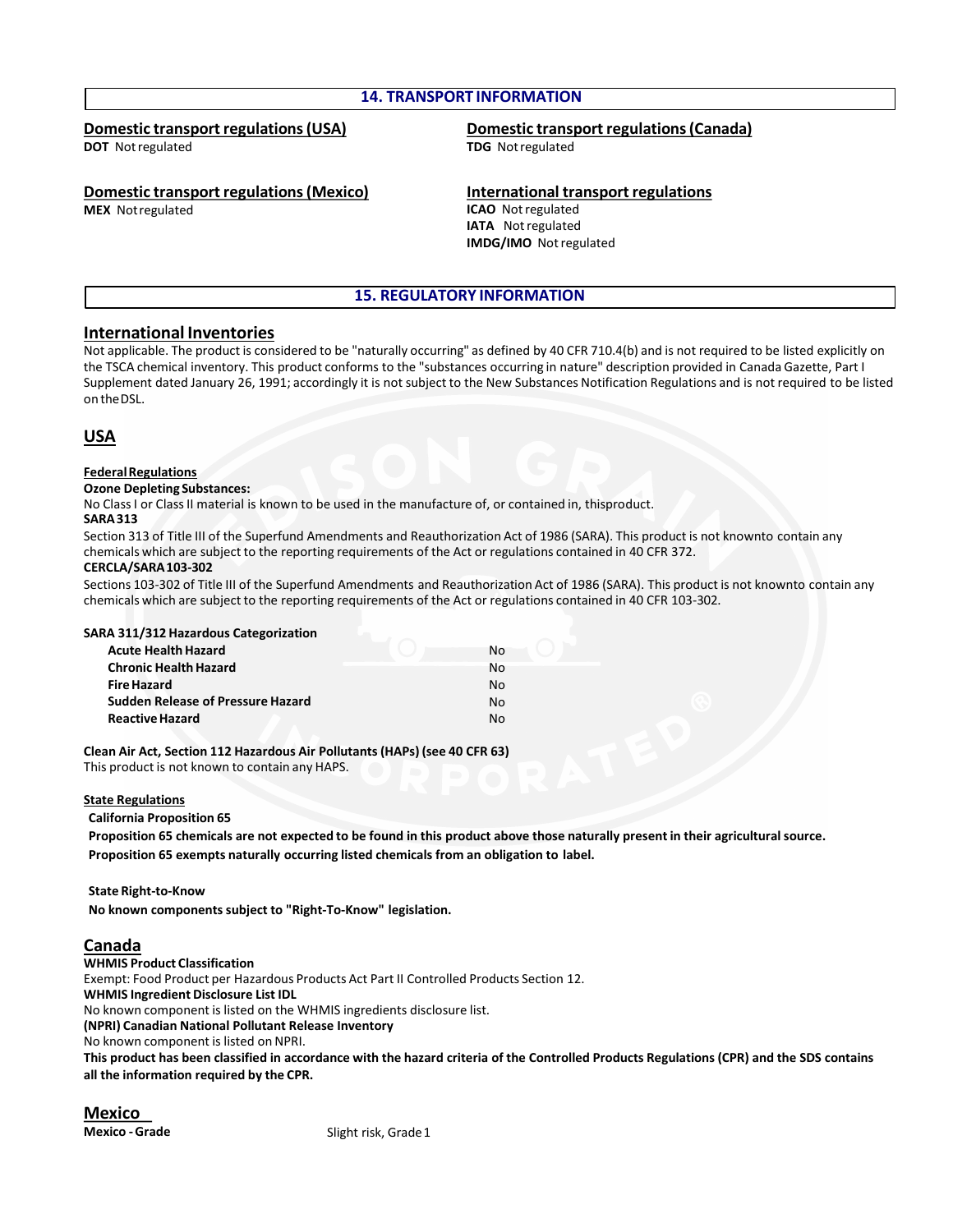## 14. TRANSPORT INFORMATION

### Domestic transport regulations (USA)

**DOT** Not regulated

### Domestic transport regulations (Canada)

**TDG** Not regulated

### Domestic transport regulations (Mexico)

**MEX** Not regulated

### International transport regulations

**ICAO** Not regulated
**IATA** Not regulated
**IMDG/IMO** Not regulated

## 15. REGULATORY INFORMATION

### International Inventories

Not applicable. The product is considered to be "naturally occurring" as defined by 40 CFR 710.4(b) and is not required to be listed explicitly on the TSCA chemical inventory. This product conforms to the "substances occurring in nature" description provided in Canada Gazette, Part I Supplement dated January 26, 1991; accordingly it is not subject to the New Substances Notification Regulations and is not required to be listed on the DSL.

### USA

**Federal Regulations**

**Ozone Depleting Substances:**
No Class I or Class II material is known to be used in the manufacture of, or contained in, this product.

**SARA 313**
Section 313 of Title III of the Superfund Amendments and Reauthorization Act of 1986 (SARA). This product is not known to contain any chemicals which are subject to the reporting requirements of the Act or regulations contained in 40 CFR 372.

**CERCLA/SARA 103-302**
Sections 103-302 of Title III of the Superfund Amendments and Reauthorization Act of 1986 (SARA). This product is not known to contain any chemicals which are subject to the reporting requirements of the Act or regulations contained in 40 CFR 103-302.

**SARA 311/312 Hazardous Categorization**

| | |
|---|---|
| **Acute Health Hazard** | No |
| **Chronic Health Hazard** | No |
| **Fire Hazard** | No |
| **Sudden Release of Pressure Hazard** | No |
| **Reactive Hazard** | No |

**Clean Air Act, Section 112 Hazardous Air Pollutants (HAPs) (see 40 CFR 63)**
This product is not known to contain any HAPS.

**State Regulations**

**California Proposition 65**

**Proposition 65 chemicals are not expected to be found in this product above those naturally present in their agricultural source.**

**Proposition 65 exempts naturally occurring listed chemicals from an obligation to label.**

**State Right-to-Know**

**No known components subject to "Right-To-Know" legislation.**

### Canada

**WHMIS Product Classification**
Exempt: Food Product per Hazardous Products Act Part II Controlled Products Section 12.

**WHMIS Ingredient Disclosure List IDL**
No known component is listed on the WHMIS ingredients disclosure list.

**(NPRI) Canadian National Pollutant Release Inventory**
No known component is listed on NPRI.

**This product has been classified in accordance with the hazard criteria of the Controlled Products Regulations (CPR) and the SDS contains all the information required by the CPR.**

### Mexico

**Mexico - Grade** Slight risk, Grade 1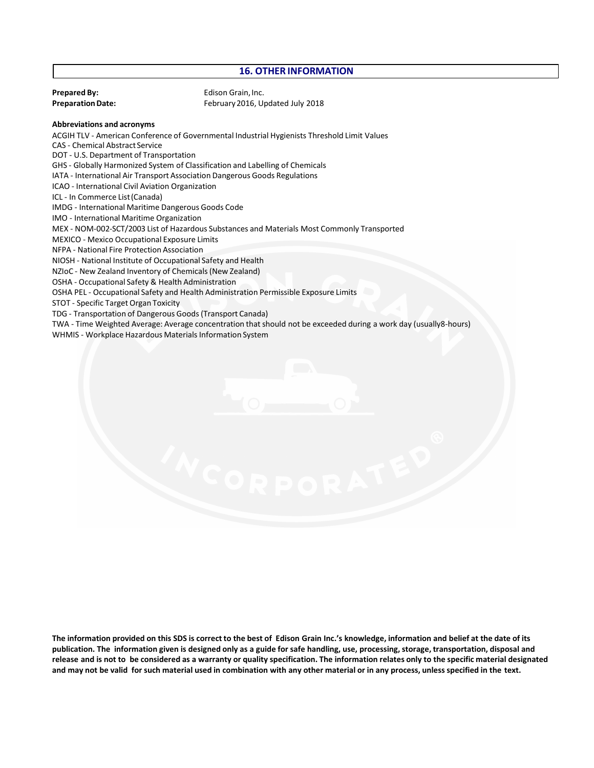## 16. OTHER INFORMATION

**Prepared By:** Edison Grain, Inc.
**Preparation Date:** February 2016, Updated July 2018

**Abbreviations and acronyms**

ACGIH TLV - American Conference of Governmental Industrial Hygienists Threshold Limit Values
CAS - Chemical Abstract Service
DOT - U.S. Department of Transportation
GHS - Globally Harmonized System of Classification and Labelling of Chemicals
IATA - International Air Transport Association Dangerous Goods Regulations
ICAO - International Civil Aviation Organization
ICL - In Commerce List (Canada)
IMDG - International Maritime Dangerous Goods Code
IMO - International Maritime Organization
MEX - NOM-002-SCT/2003 List of Hazardous Substances and Materials Most Commonly Transported
MEXICO - Mexico Occupational Exposure Limits
NFPA - National Fire Protection Association
NIOSH - National Institute of Occupational Safety and Health
NZIoC - New Zealand Inventory of Chemicals (New Zealand)
OSHA - Occupational Safety & Health Administration
OSHA PEL - Occupational Safety and Health Administration Permissible Exposure Limits
STOT - Specific Target Organ Toxicity
TDG - Transportation of Dangerous Goods (Transport Canada)
TWA - Time Weighted Average: Average concentration that should not be exceeded during a work day (usually8-hours)
WHMIS - Workplace Hazardous Materials Information System

**The information provided on this SDS is correct to the best of Edison Grain Inc.'s knowledge, information and belief at the date of its publication. The information given is designed only as a guide for safe handling, use, processing, storage, transportation, disposal and release and is not to be considered as a warranty or quality specification. The information relates only to the specific material designated and may not be valid for such material used in combination with any other material or in any process, unless specified in the text.**